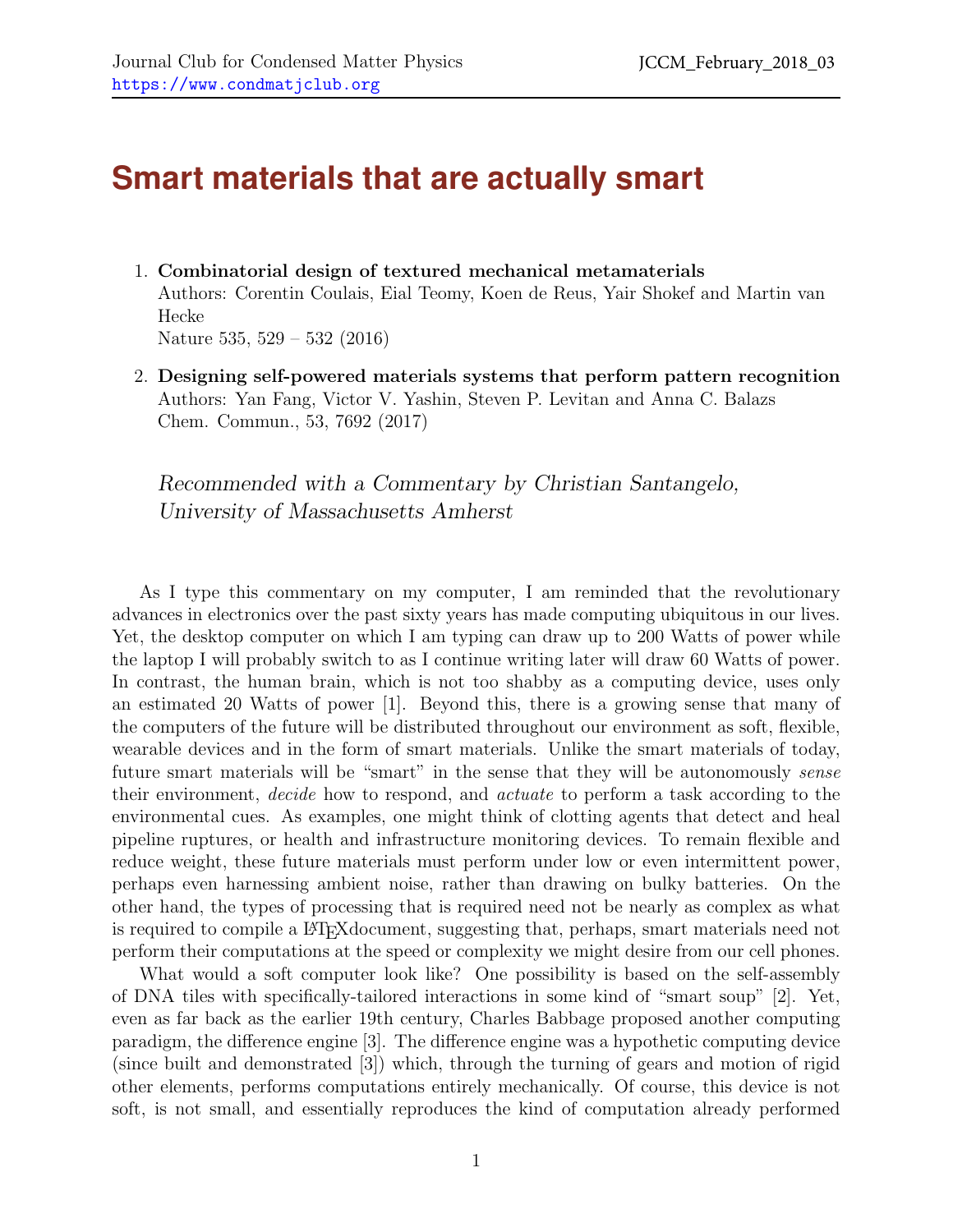# Smart materials that are actually smart

1. **Combinatorial design of textured mechanical metamaterials**
   Authors: Corentin Coulais, Eial Teomy, Koen de Reus, Yair Shokef and Martin van Hecke
   Nature 535, 529 – 532 (2016)

2. **Designing self-powered materials systems that perform pattern recognition**
   Authors: Yan Fang, Victor V. Yashin, Steven P. Levitan and Anna C. Balazs
   Chem. Commun., 53, 7692 (2017)

*Recommended with a Commentary by Christian Santangelo, University of Massachusetts Amherst*

As I type this commentary on my computer, I am reminded that the revolutionary advances in electronics over the past sixty years has made computing ubiquitous in our lives. Yet, the desktop computer on which I am typing can draw up to 200 Watts of power while the laptop I will probably switch to as I continue writing later will draw 60 Watts of power. In contrast, the human brain, which is not too shabby as a computing device, uses only an estimated 20 Watts of power [1]. Beyond this, there is a growing sense that many of the computers of the future will be distributed throughout our environment as soft, flexible, wearable devices and in the form of smart materials. Unlike the smart materials of today, future smart materials will be "smart" in the sense that they will be autonomously *sense* their environment, *decide* how to respond, and *actuate* to perform a task according to the environmental cues. As examples, one might think of clotting agents that detect and heal pipeline ruptures, or health and infrastructure monitoring devices. To remain flexible and reduce weight, these future materials must perform under low or even intermittent power, perhaps even harnessing ambient noise, rather than drawing on bulky batteries. On the other hand, the types of processing that is required need not be nearly as complex as what is required to compile a LaTeXdocument, suggesting that, perhaps, smart materials need not perform their computations at the speed or complexity we might desire from our cell phones.

What would a soft computer look like? One possibility is based on the self-assembly of DNA tiles with specifically-tailored interactions in some kind of "smart soup" [2]. Yet, even as far back as the earlier 19th century, Charles Babbage proposed another computing paradigm, the difference engine [3]. The difference engine was a hypothetic computing device (since built and demonstrated [3]) which, through the turning of gears and motion of rigid other elements, performs computations entirely mechanically. Of course, this device is not soft, is not small, and essentially reproduces the kind of computation already performed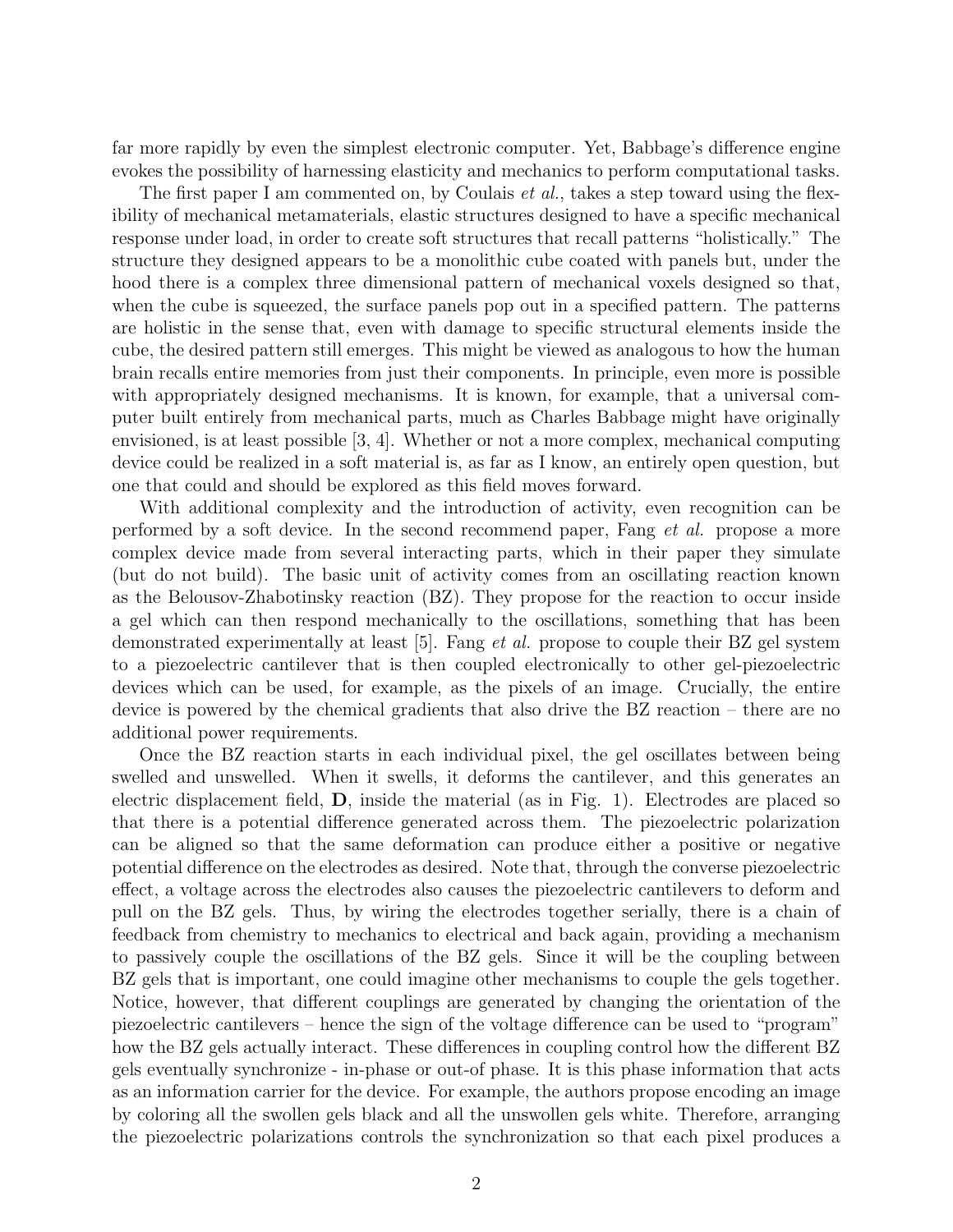far more rapidly by even the simplest electronic computer. Yet, Babbage's difference engine evokes the possibility of harnessing elasticity and mechanics to perform computational tasks.

The first paper I am commented on, by Coulais *et al.*, takes a step toward using the flexibility of mechanical metamaterials, elastic structures designed to have a specific mechanical response under load, in order to create soft structures that recall patterns "holistically." The structure they designed appears to be a monolithic cube coated with panels but, under the hood there is a complex three dimensional pattern of mechanical voxels designed so that, when the cube is squeezed, the surface panels pop out in a specified pattern. The patterns are holistic in the sense that, even with damage to specific structural elements inside the cube, the desired pattern still emerges. This might be viewed as analogous to how the human brain recalls entire memories from just their components. In principle, even more is possible with appropriately designed mechanisms. It is known, for example, that a universal computer built entirely from mechanical parts, much as Charles Babbage might have originally envisioned, is at least possible [3, 4]. Whether or not a more complex, mechanical computing device could be realized in a soft material is, as far as I know, an entirely open question, but one that could and should be explored as this field moves forward.

With additional complexity and the introduction of activity, even recognition can be performed by a soft device. In the second recommend paper, Fang *et al.* propose a more complex device made from several interacting parts, which in their paper they simulate (but do not build). The basic unit of activity comes from an oscillating reaction known as the Belousov-Zhabotinsky reaction (BZ). They propose for the reaction to occur inside a gel which can then respond mechanically to the oscillations, something that has been demonstrated experimentally at least [5]. Fang *et al.* propose to couple their BZ gel system to a piezoelectric cantilever that is then coupled electronically to other gel-piezoelectric devices which can be used, for example, as the pixels of an image. Crucially, the entire device is powered by the chemical gradients that also drive the BZ reaction – there are no additional power requirements.

Once the BZ reaction starts in each individual pixel, the gel oscillates between being swelled and unswelled. When it swells, it deforms the cantilever, and this generates an electric displacement field, $\mathbf{D}$, inside the material (as in Fig. 1). Electrodes are placed so that there is a potential difference generated across them. The piezoelectric polarization can be aligned so that the same deformation can produce either a positive or negative potential difference on the electrodes as desired. Note that, through the converse piezoelectric effect, a voltage across the electrodes also causes the piezoelectric cantilevers to deform and pull on the BZ gels. Thus, by wiring the electrodes together serially, there is a chain of feedback from chemistry to mechanics to electrical and back again, providing a mechanism to passively couple the oscillations of the BZ gels. Since it will be the coupling between BZ gels that is important, one could imagine other mechanisms to couple the gels together. Notice, however, that different couplings are generated by changing the orientation of the piezoelectric cantilevers – hence the sign of the voltage difference can be used to "program" how the BZ gels actually interact. These differences in coupling control how the different BZ gels eventually synchronize - in-phase or out-of phase. It is this phase information that acts as an information carrier for the device. For example, the authors propose encoding an image by coloring all the swollen gels black and all the unswollen gels white. Therefore, arranging the piezoelectric polarizations controls the synchronization so that each pixel produces a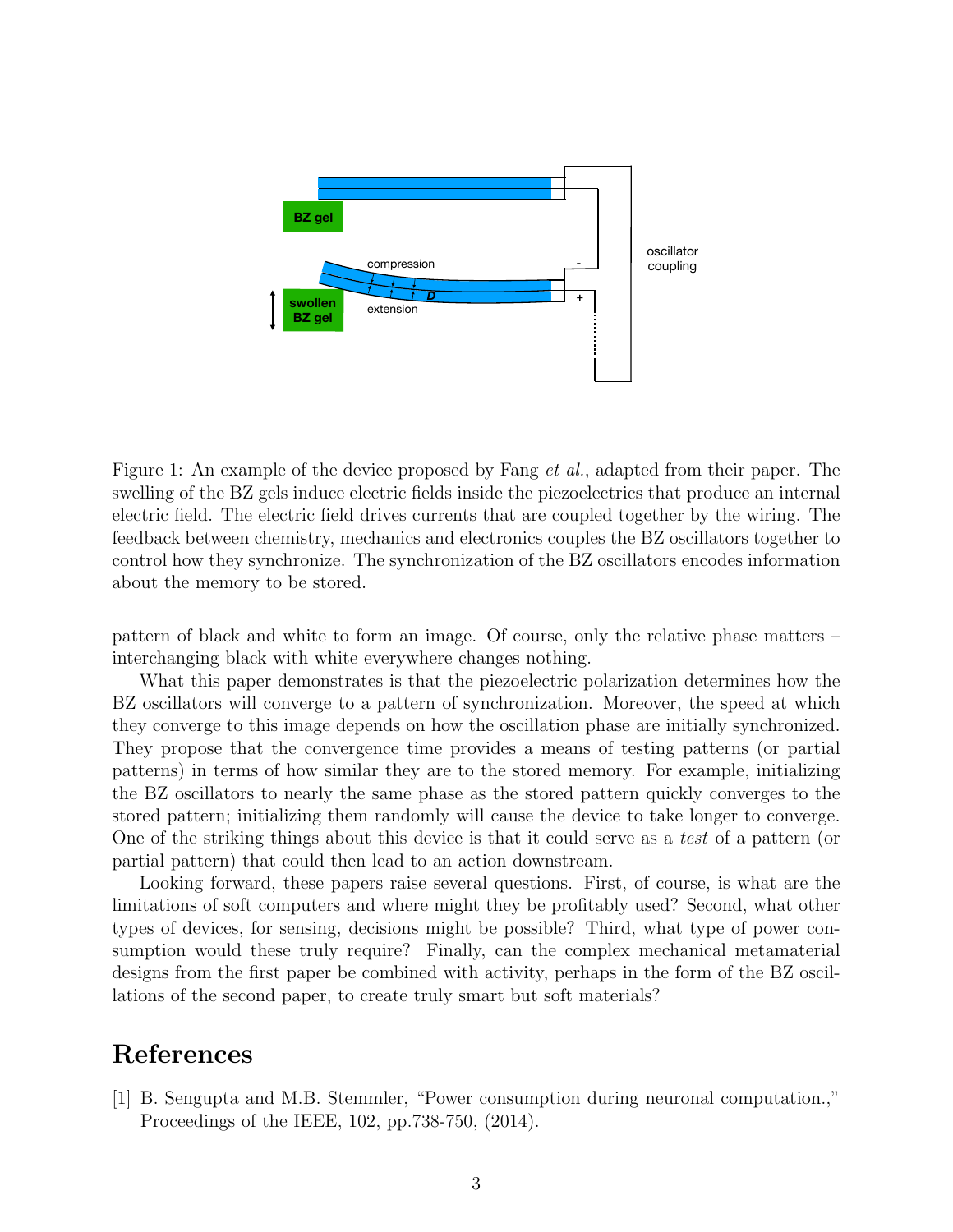Figure 1: An example of the device proposed by Fang *et al.*, adapted from their paper. The swelling of the BZ gels induce electric fields inside the piezoelectrics that produce an internal electric field. The electric field drives currents that are coupled together by the wiring. The feedback between chemistry, mechanics and electronics couples the BZ oscillators together to control how they synchronize. The synchronization of the BZ oscillators encodes information about the memory to be stored.

pattern of black and white to form an image. Of course, only the relative phase matters – interchanging black with white everywhere changes nothing.

What this paper demonstrates is that the piezoelectric polarization determines how the BZ oscillators will converge to a pattern of synchronization. Moreover, the speed at which they converge to this image depends on how the oscillation phase are initially synchronized. They propose that the convergence time provides a means of testing patterns (or partial patterns) in terms of how similar they are to the stored memory. For example, initializing the BZ oscillators to nearly the same phase as the stored pattern quickly converges to the stored pattern; initializing them randomly will cause the device to take longer to converge. One of the striking things about this device is that it could serve as a *test* of a pattern (or partial pattern) that could then lead to an action downstream.

Looking forward, these papers raise several questions. First, of course, is what are the limitations of soft computers and where might they be profitably used? Second, what other types of devices, for sensing, decisions might be possible? Third, what type of power consumption would these truly require? Finally, can the complex mechanical metamaterial designs from the first paper be combined with activity, perhaps in the form of the BZ oscillations of the second paper, to create truly smart but soft materials?

# References

[1] B. Sengupta and M.B. Stemmler, "Power consumption during neuronal computation.," Proceedings of the IEEE, 102, pp.738-750, (2014).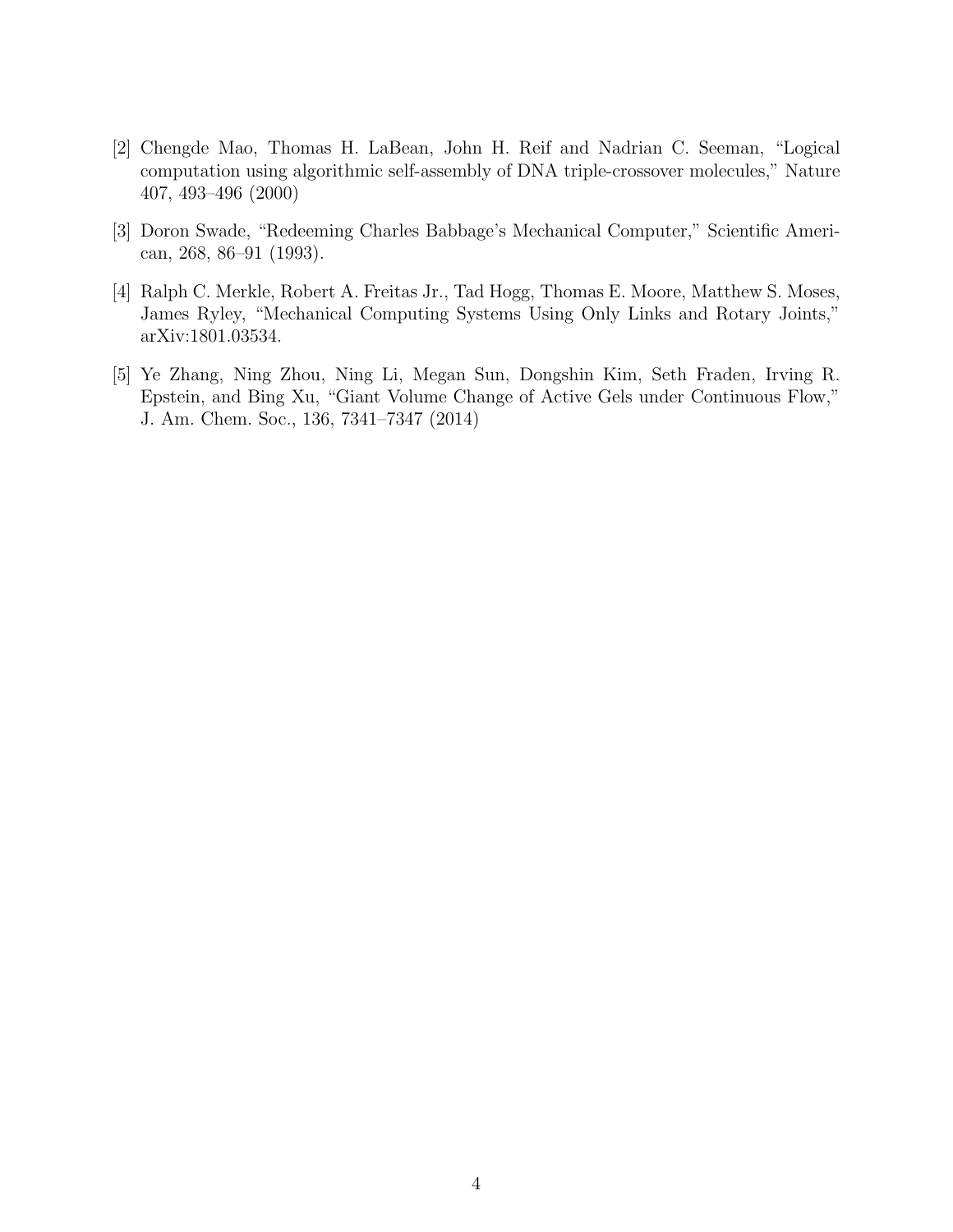[2] Chengde Mao, Thomas H. LaBean, John H. Reif and Nadrian C. Seeman, "Logical computation using algorithmic self-assembly of DNA triple-crossover molecules," Nature 407, 493–496 (2000)

[3] Doron Swade, "Redeeming Charles Babbage's Mechanical Computer," Scientific American, 268, 86–91 (1993).

[4] Ralph C. Merkle, Robert A. Freitas Jr., Tad Hogg, Thomas E. Moore, Matthew S. Moses, James Ryley, "Mechanical Computing Systems Using Only Links and Rotary Joints," arXiv:1801.03534.

[5] Ye Zhang, Ning Zhou, Ning Li, Megan Sun, Dongshin Kim, Seth Fraden, Irving R. Epstein, and Bing Xu, "Giant Volume Change of Active Gels under Continuous Flow," J. Am. Chem. Soc., 136, 7341–7347 (2014)